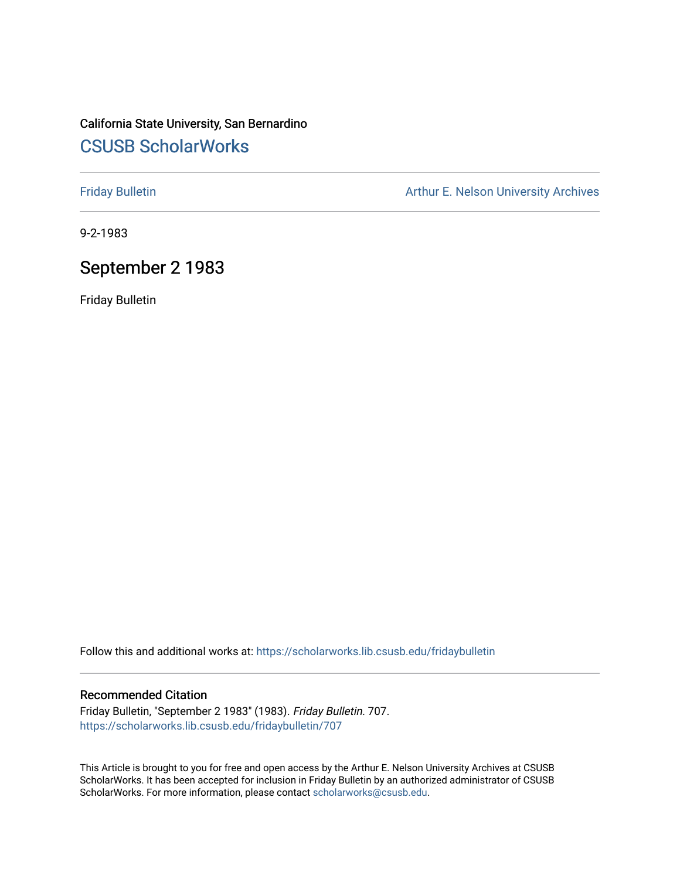California State University, San Bernardino

# CSUSB ScholarWorks

Friday Bulletin

Arthur E. Nelson University Archives

9-2-1983

## September 2 1983

Friday Bulletin

Follow this and additional works at: https://scholarworks.lib.csusb.edu/fridaybulletin

### Recommended Citation

Friday Bulletin, "September 2 1983" (1983). *Friday Bulletin*. 707.
https://scholarworks.lib.csusb.edu/fridaybulletin/707

This Article is brought to you for free and open access by the Arthur E. Nelson University Archives at CSUSB ScholarWorks. It has been accepted for inclusion in Friday Bulletin by an authorized administrator of CSUSB ScholarWorks. For more information, please contact scholarworks@csusb.edu.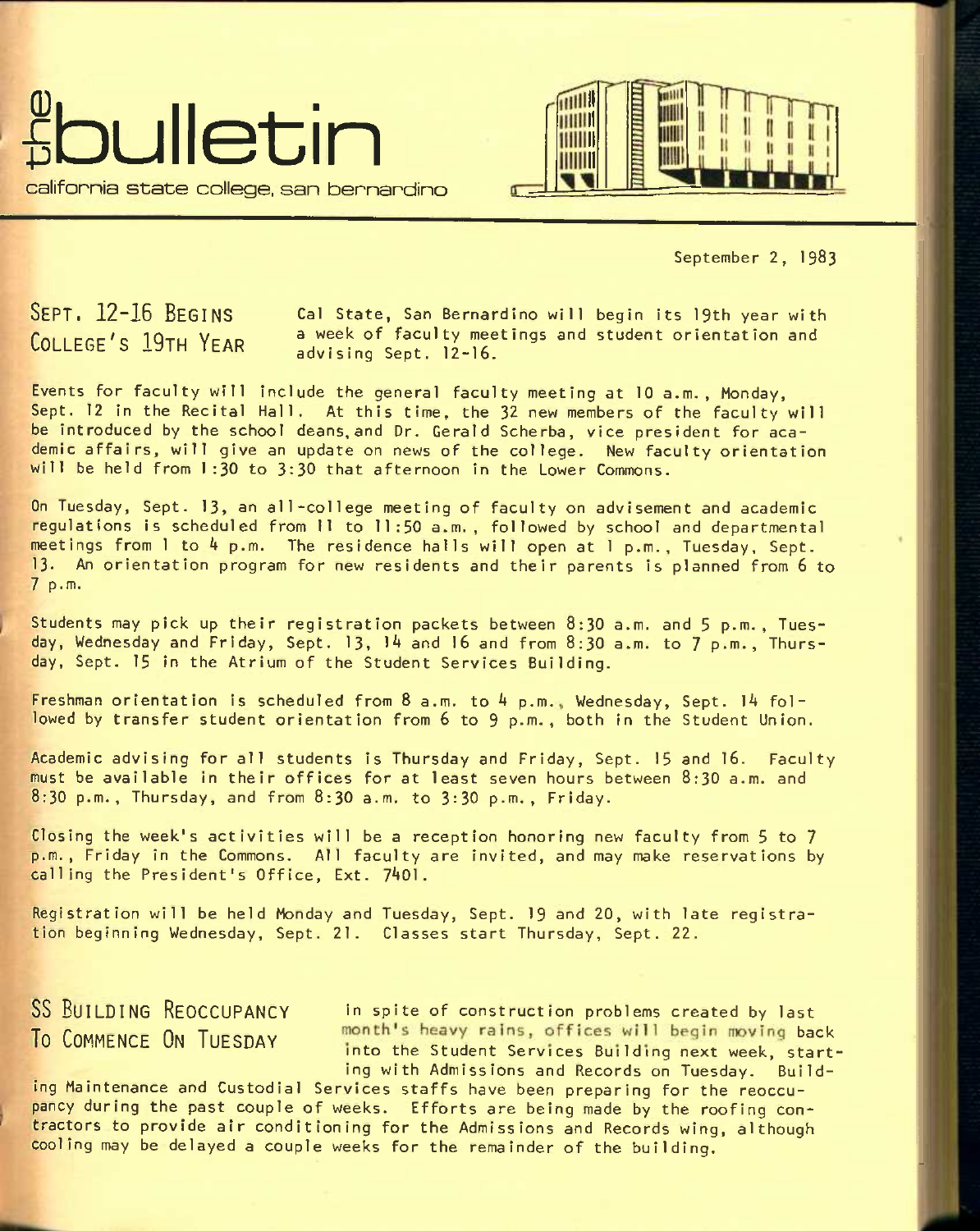# the bulletin

california state college, san bernardino

September 2, 1983

## SEPT. 12-16 BEGINS COLLEGE'S 19TH YEAR

Cal State, San Bernardino will begin its 19th year with a week of faculty meetings and student orientation and advising Sept. 12-16.

Events for faculty will include the general faculty meeting at 10 a.m., Monday, Sept. 12 in the Recital Hall. At this time, the 32 new members of the faculty will be introduced by the school deans, and Dr. Gerald Scherba, vice president for academic affairs, will give an update on news of the college. New faculty orientation will be held from 1:30 to 3:30 that afternoon in the Lower Commons.

On Tuesday, Sept. 13, an all-college meeting of faculty on advisement and academic regulations is scheduled from 11 to 11:50 a.m., followed by school and departmental meetings from 1 to 4 p.m. The residence halls will open at 1 p.m., Tuesday, Sept. 13. An orientation program for new residents and their parents is planned from 6 to 7 p.m.

Students may pick up their registration packets between 8:30 a.m. and 5 p.m., Tuesday, Wednesday and Friday, Sept. 13, 14 and 16 and from 8:30 a.m. to 7 p.m., Thursday, Sept. 15 in the Atrium of the Student Services Building.

Freshman orientation is scheduled from 8 a.m. to 4 p.m., Wednesday, Sept. 14 followed by transfer student orientation from 6 to 9 p.m., both in the Student Union.

Academic advising for all students is Thursday and Friday, Sept. 15 and 16. Faculty must be available in their offices for at least seven hours between 8:30 a.m. and 8:30 p.m., Thursday, and from 8:30 a.m. to 3:30 p.m., Friday.

Closing the week's activities will be a reception honoring new faculty from 5 to 7 p.m., Friday in the Commons. All faculty are invited, and may make reservations by calling the President's Office, Ext. 7401.

Registration will be held Monday and Tuesday, Sept. 19 and 20, with late registration beginning Wednesday, Sept. 21. Classes start Thursday, Sept. 22.

## SS BUILDING REOCCUPANCY TO COMMENCE ON TUESDAY

In spite of construction problems created by last month's heavy rains, offices will begin moving back into the Student Services Building next week, starting with Admissions and Records on Tuesday. Building Maintenance and Custodial Services staffs have been preparing for the reoccupancy during the past couple of weeks. Efforts are being made by the roofing contractors to provide air conditioning for the Admissions and Records wing, although cooling may be delayed a couple weeks for the remainder of the building.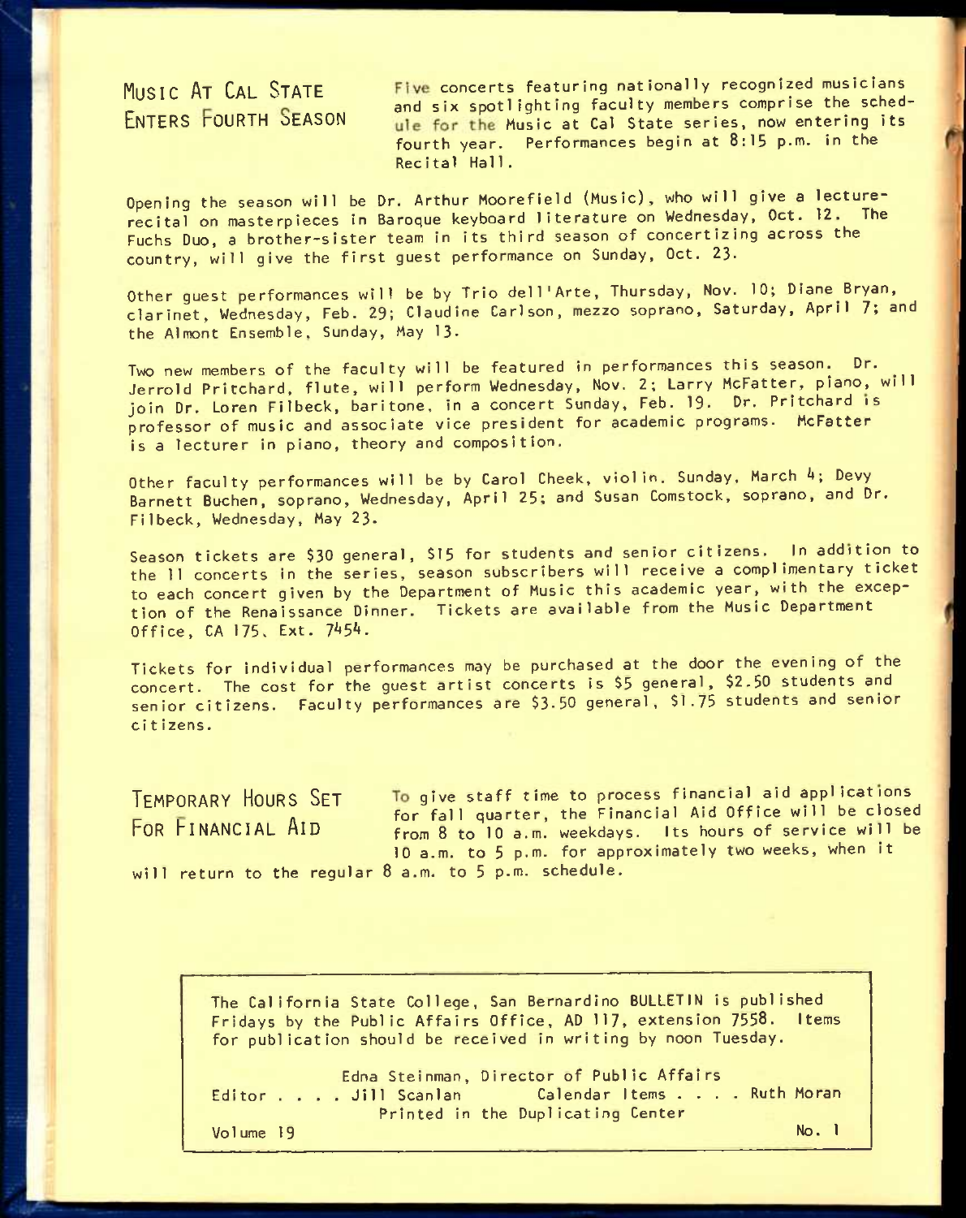## Music At Cal State Enters Fourth Season

Five concerts featuring nationally recognized musicians and six spotlighting faculty members comprise the schedule for the Music at Cal State series, now entering its fourth year. Performances begin at 8:15 p.m. in the Recital Hall.

Opening the season will be Dr. Arthur Moorefield (Music), who will give a lecture-recital on masterpieces in Baroque keyboard literature on Wednesday, Oct. 12. The Fuchs Duo, a brother-sister team in its third season of concertizing across the country, will give the first guest performance on Sunday, Oct. 23.

Other guest performances will be by Trio dell'Arte, Thursday, Nov. 10; Diane Bryan, clarinet, Wednesday, Feb. 29; Claudine Carlson, mezzo soprano, Saturday, April 7; and the Almont Ensemble, Sunday, May 13.

Two new members of the faculty will be featured in performances this season. Dr. Jerrold Pritchard, flute, will perform Wednesday, Nov. 2; Larry McFatter, piano, will join Dr. Loren Filbeck, baritone, in a concert Sunday, Feb. 19. Dr. Pritchard is professor of music and associate vice president for academic programs. McFatter is a lecturer in piano, theory and composition.

Other faculty performances will be by Carol Cheek, violin, Sunday, March 4; Devy Barnett Buchen, soprano, Wednesday, April 25; and Susan Comstock, soprano, and Dr. Filbeck, Wednesday, May 23.

Season tickets are $30 general, $15 for students and senior citizens. In addition to the 11 concerts in the series, season subscribers will receive a complimentary ticket to each concert given by the Department of Music this academic year, with the exception of the Renaissance Dinner. Tickets are available from the Music Department Office, CA 175, Ext. 7454.

Tickets for individual performances may be purchased at the door the evening of the concert. The cost for the guest artist concerts is $5 general, $2.50 students and senior citizens. Faculty performances are $3.50 general, $1.75 students and senior citizens.

## Temporary Hours Set For Financial Aid

To give staff time to process financial aid applications for fall quarter, the Financial Aid Office will be closed from 8 to 10 a.m. weekdays. Its hours of service will be 10 a.m. to 5 p.m. for approximately two weeks, when it will return to the regular 8 a.m. to 5 p.m. schedule.

---

The California State College, San Bernardino BULLETIN is published Fridays by the Public Affairs Office, AD 117, extension 7558. Items for publication should be received in writing by noon Tuesday.

Edna Steinman, Director of Public Affairs
Editor . . . . Jill Scanlan — Calendar Items . . . . Ruth Moran
Printed in the Duplicating Center
Volume 19 — No. 1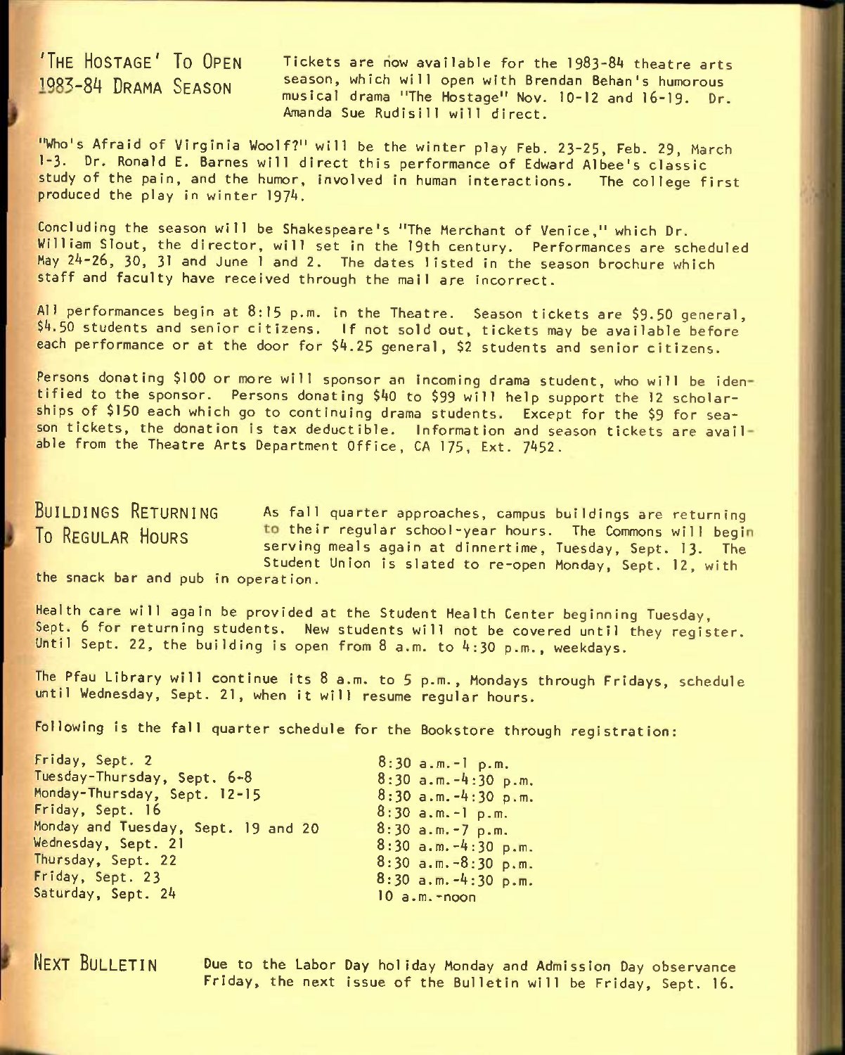## 'The Hostage' To Open 1983-84 Drama Season

Tickets are now available for the 1983-84 theatre arts season, which will open with Brendan Behan's humorous musical drama "The Hostage" Nov. 10-12 and 16-19. Dr. Amanda Sue Rudisill will direct.

"Who's Afraid of Virginia Woolf?" will be the winter play Feb. 23-25, Feb. 29, March 1-3. Dr. Ronald E. Barnes will direct this performance of Edward Albee's classic study of the pain, and the humor, involved in human interactions. The college first produced the play in winter 1974.

Concluding the season will be Shakespeare's "The Merchant of Venice," which Dr. William Slout, the director, will set in the 19th century. Performances are scheduled May 24-26, 30, 31 and June 1 and 2. The dates listed in the season brochure which staff and faculty have received through the mail are incorrect.

All performances begin at 8:15 p.m. in the Theatre. Season tickets are $9.50 general, $4.50 students and senior citizens. If not sold out, tickets may be available before each performance or at the door for $4.25 general, $2 students and senior citizens.

Persons donating $100 or more will sponsor an incoming drama student, who will be identified to the sponsor. Persons donating $40 to $99 will help support the 12 scholarships of $150 each which go to continuing drama students. Except for the $9 for season tickets, the donation is tax deductible. Information and season tickets are available from the Theatre Arts Department Office, CA 175, Ext. 7452.

## Buildings Returning To Regular Hours

As fall quarter approaches, campus buildings are returning to their regular school-year hours. The Commons will begin serving meals again at dinnertime, Tuesday, Sept. 13. The Student Union is slated to re-open Monday, Sept. 12, with the snack bar and pub in operation.

Health care will again be provided at the Student Health Center beginning Tuesday, Sept. 6 for returning students. New students will not be covered until they register. Until Sept. 22, the building is open from 8 a.m. to 4:30 p.m., weekdays.

The Pfau Library will continue its 8 a.m. to 5 p.m., Mondays through Fridays, schedule until Wednesday, Sept. 21, when it will resume regular hours.

Following is the fall quarter schedule for the Bookstore through registration:

| | |
|---|---|
| Friday, Sept. 2 | 8:30 a.m.-1 p.m. |
| Tuesday-Thursday, Sept. 6-8 | 8:30 a.m.-4:30 p.m. |
| Monday-Thursday, Sept. 12-15 | 8:30 a.m.-4:30 p.m. |
| Friday, Sept. 16 | 8:30 a.m.-1 p.m. |
| Monday and Tuesday, Sept. 19 and 20 | 8:30 a.m.-7 p.m. |
| Wednesday, Sept. 21 | 8:30 a.m.-4:30 p.m. |
| Thursday, Sept. 22 | 8:30 a.m.-8:30 p.m. |
| Friday, Sept. 23 | 8:30 a.m.-4:30 p.m. |
| Saturday, Sept. 24 | 10 a.m.-noon |

## Next Bulletin

Due to the Labor Day holiday Monday and Admission Day observance Friday, the next issue of the Bulletin will be Friday, Sept. 16.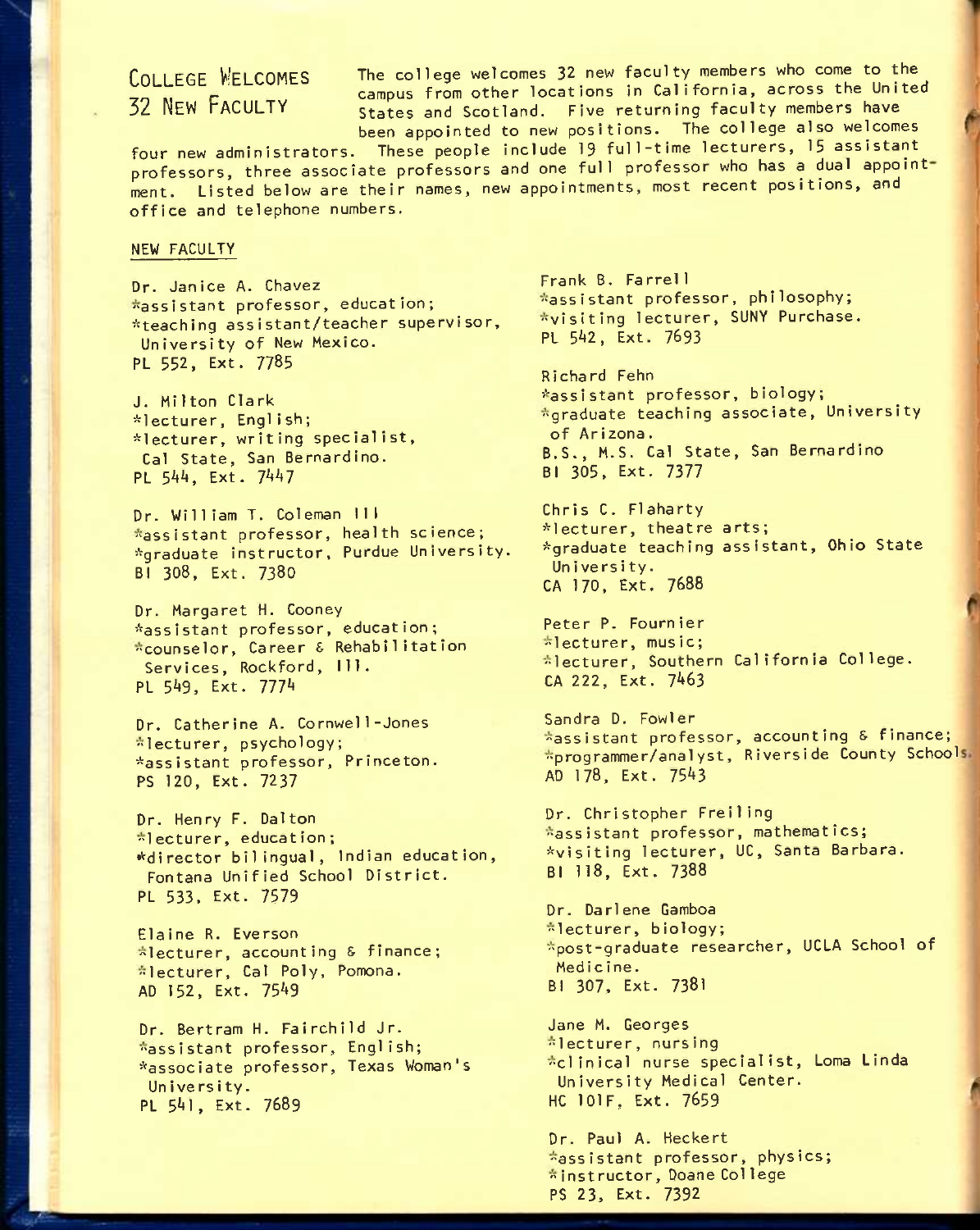## COLLEGE WELCOMES 32 NEW FACULTY

The college welcomes 32 new faculty members who come to the campus from other locations in California, across the United States and Scotland. Five returning faculty members have been appointed to new positions. The college also welcomes four new administrators. These people include 19 full-time lecturers, 15 assistant professors, three associate professors and one full professor who has a dual appointment. Listed below are their names, new appointments, most recent positions, and office and telephone numbers.

### NEW FACULTY

Dr. Janice A. Chavez
*assistant professor, education;
*teaching assistant/teacher supervisor, University of New Mexico.
PL 552, Ext. 7785

J. Milton Clark
*lecturer, English;
*lecturer, writing specialist, Cal State, San Bernardino.
PL 544, Ext. 7447

Dr. William T. Coleman III
*assistant professor, health science;
*graduate instructor, Purdue University.
BI 308, Ext. 7380

Dr. Margaret H. Cooney
*assistant professor, education;
*counselor, Career & Rehabilitation Services, Rockford, Ill.
PL 549, Ext. 7774

Dr. Catherine A. Cornwell-Jones
*lecturer, psychology;
*assistant professor, Princeton.
PS 120, Ext. 7237

Dr. Henry F. Dalton
*lecturer, education;
*director bilingual, Indian education, Fontana Unified School District.
PL 533, Ext. 7579

Elaine R. Everson
*lecturer, accounting & finance;
*lecturer, Cal Poly, Pomona.
AD 152, Ext. 7549

Dr. Bertram H. Fairchild Jr.
*assistant professor, English;
*associate professor, Texas Woman's University.
PL 541, Ext. 7689

Frank B. Farrell
*assistant professor, philosophy;
*visiting lecturer, SUNY Purchase.
PL 542, Ext. 7693

Richard Fehn
*assistant professor, biology;
*graduate teaching associate, University of Arizona.
B.S., M.S. Cal State, San Bernardino
BI 305, Ext. 7377

Chris C. Flaharty
*lecturer, theatre arts;
*graduate teaching assistant, Ohio State University.
CA 170, Ext. 7688

Peter P. Fournier
*lecturer, music;
*lecturer, Southern California College.
CA 222, Ext. 7463

Sandra D. Fowler
*assistant professor, accounting & finance;
*programmer/analyst, Riverside County Schools.
AD 178, Ext. 7543

Dr. Christopher Freiling
*assistant professor, mathematics;
*visiting lecturer, UC, Santa Barbara.
BI 118, Ext. 7388

Dr. Darlene Gamboa
*lecturer, biology;
*post-graduate researcher, UCLA School of Medicine.
BI 307, Ext. 7381

Jane M. Georges
*lecturer, nursing
*clinical nurse specialist, Loma Linda University Medical Center.
HC 101F, Ext. 7659

Dr. Paul A. Heckert
*assistant professor, physics;
*instructor, Doane College
PS 23, Ext. 7392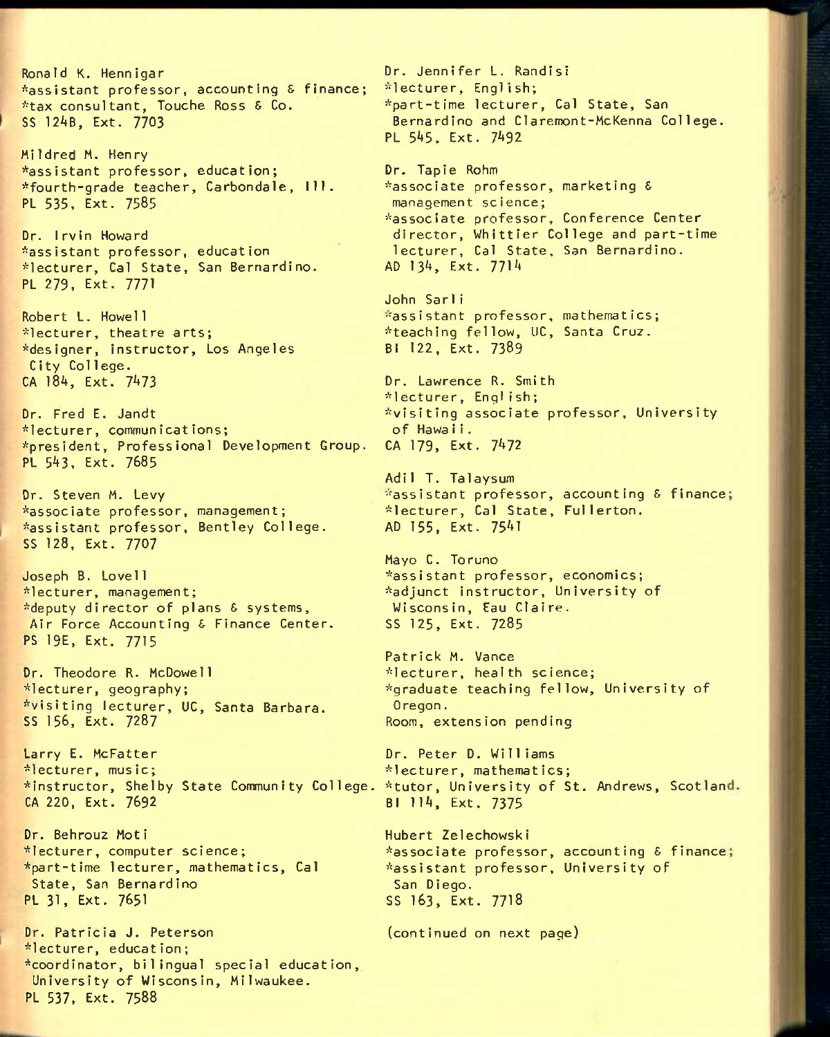Ronald K. Hennigar
*assistant professor, accounting & finance;
*tax consultant, Touche Ross & Co.
SS 124B, Ext. 7703

Mildred M. Henry
*assistant professor, education;
*fourth-grade teacher, Carbondale, Ill.
PL 535, Ext. 7585

Dr. Irvin Howard
*assistant professor, education
*lecturer, Cal State, San Bernardino.
PL 279, Ext. 7771

Robert L. Howell
*lecturer, theatre arts;
*designer, instructor, Los Angeles City College.
CA 184, Ext. 7473

Dr. Fred E. Jandt
*lecturer, communications;
*president, Professional Development Group.
PL 543, Ext. 7685

Dr. Steven M. Levy
*associate professor, management;
*assistant professor, Bentley College.
SS 128, Ext. 7707

Joseph B. Lovell
*lecturer, management;
*deputy director of plans & systems, Air Force Accounting & Finance Center.
PS 19E, Ext. 7715

Dr. Theodore R. McDowell
*lecturer, geography;
*visiting lecturer, UC, Santa Barbara.
SS 156, Ext. 7287

Larry E. McFatter
*lecturer, music;
*instructor, Shelby State Community College.
CA 220, Ext. 7692

Dr. Behrouz Moti
*lecturer, computer science;
*part-time lecturer, mathematics, Cal State, San Bernardino
PL 31, Ext. 7651

Dr. Patricia J. Peterson
*lecturer, education;
*coordinator, bilingual special education, University of Wisconsin, Milwaukee.
PL 537, Ext. 7588

Dr. Jennifer L. Randisi
*lecturer, English;
*part-time lecturer, Cal State, San Bernardino and Claremont-McKenna College.
PL 545, Ext. 7492

Dr. Tapie Rohm
*associate professor, marketing & management science;
*associate professor, Conference Center director, Whittier College and part-time lecturer, Cal State, San Bernardino.
AD 134, Ext. 7714

John Sarli
*assistant professor, mathematics;
*teaching fellow, UC, Santa Cruz.
BI 122, Ext. 7389

Dr. Lawrence R. Smith
*lecturer, English;
*visiting associate professor, University of Hawaii.
CA 179, Ext. 7472

Adil T. Talaysum
*assistant professor, accounting & finance;
*lecturer, Cal State, Fullerton.
AD 155, Ext. 7541

Mayo C. Toruno
*assistant professor, economics;
*adjunct instructor, University of Wisconsin, Eau Claire.
SS 125, Ext. 7285

Patrick M. Vance
*lecturer, health science;
*graduate teaching fellow, University of Oregon.
Room, extension pending

Dr. Peter D. Williams
*lecturer, mathematics;
*tutor, University of St. Andrews, Scotland.
BI 114, Ext. 7375

Hubert Zelechowski
*associate professor, accounting & finance;
*assistant professor, University of San Diego.
SS 163, Ext. 7718

(continued on next page)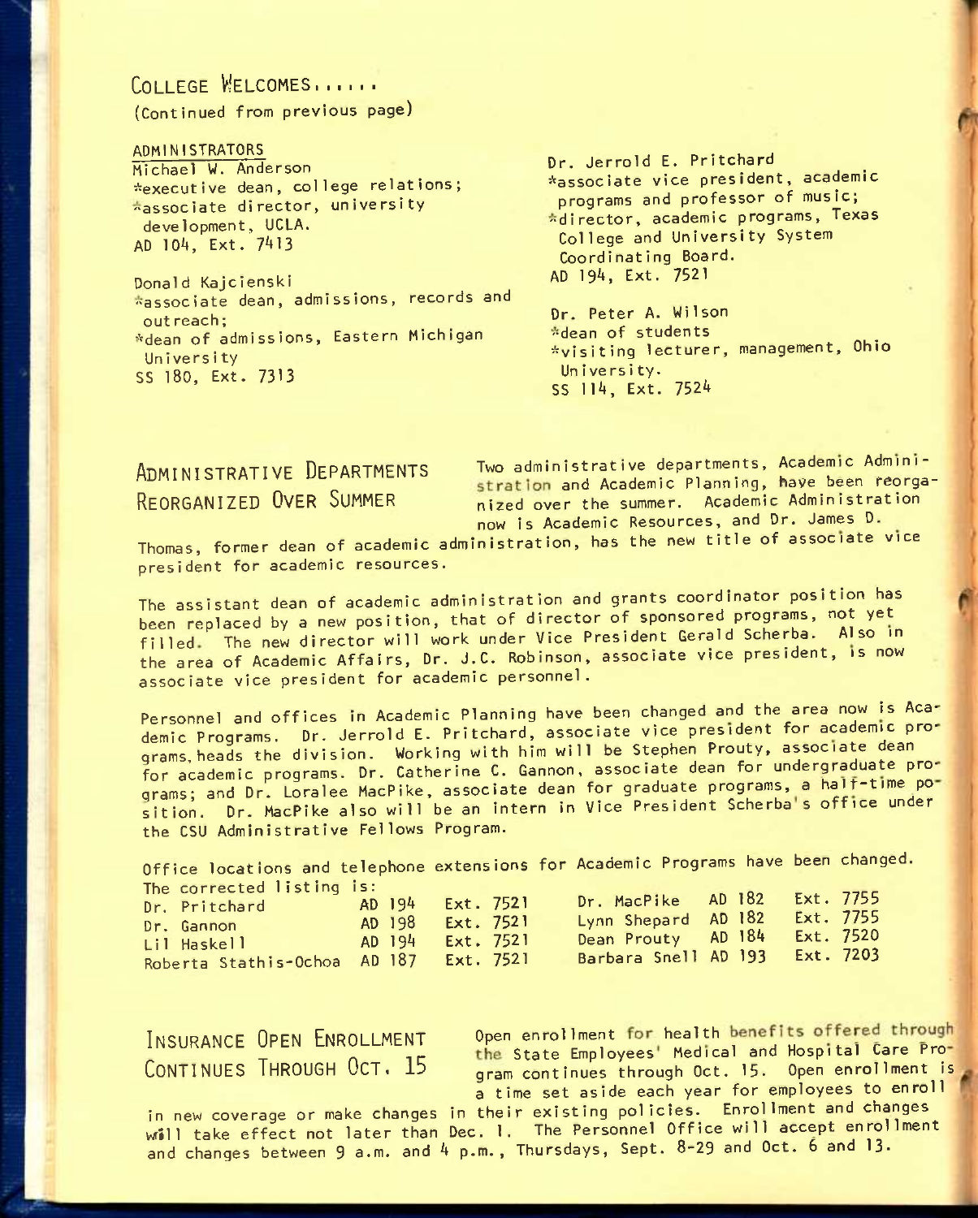## COLLEGE WELCOMES......

(Continued from previous page)

### ADMINISTRATORS

Michael W. Anderson
*executive dean, college relations;
*associate director, university development, UCLA.
AD 104, Ext. 7413

Donald Kajcienski
*associate dean, admissions, records and outreach;
*dean of admissions, Eastern Michigan University
SS 180, Ext. 7313

Dr. Jerrold E. Pritchard
*associate vice president, academic programs and professor of music;
*director, academic programs, Texas College and University System Coordinating Board.
AD 194, Ext. 7521

Dr. Peter A. Wilson
*dean of students
*visiting lecturer, management, Ohio University.
SS 114, Ext. 7524

## ADMINISTRATIVE DEPARTMENTS REORGANIZED OVER SUMMER

Two administrative departments, Academic Administration and Academic Planning, have been reorganized over the summer. Academic Administration now is Academic Resources, and Dr. James D. Thomas, former dean of academic administration, has the new title of associate vice president for academic resources.

The assistant dean of academic administration and grants coordinator position has been replaced by a new position, that of director of sponsored programs, not yet filled. The new director will work under Vice President Gerald Scherba. Also in the area of Academic Affairs, Dr. J.C. Robinson, associate vice president, is now associate vice president for academic personnel.

Personnel and offices in Academic Planning have been changed and the area now is Academic Programs. Dr. Jerrold E. Pritchard, associate vice president for academic programs, heads the division. Working with him will be Stephen Prouty, associate dean for academic programs. Dr. Catherine C. Gannon, associate dean for undergraduate programs; and Dr. Loralee MacPike, associate dean for graduate programs, a half-time position. Dr. MacPike also will be an intern in Vice President Scherba's office under the CSU Administrative Fellows Program.

Office locations and telephone extensions for Academic Programs have been changed. The corrected listing is:

| | | | | | |
|---|---|---|---|---|---|
| Dr. Pritchard | AD 194 | Ext. 7521 | Dr. MacPike | AD 182 | Ext. 7755 |
| Dr. Gannon | AD 198 | Ext. 7521 | Lynn Shepard | AD 182 | Ext. 7755 |
| Lil Haskell | AD 194 | Ext. 7521 | Dean Prouty | AD 184 | Ext. 7520 |
| Roberta Stathis-Ochoa | AD 187 | Ext. 7521 | Barbara Snell | AD 193 | Ext. 7203 |

## INSURANCE OPEN ENROLLMENT CONTINUES THROUGH OCT. 15

Open enrollment for health benefits offered through the State Employees' Medical and Hospital Care Program continues through Oct. 15. Open enrollment is a time set aside each year for employees to enroll in new coverage or make changes in their existing policies. Enrollment and changes will take effect not later than Dec. 1. The Personnel Office will accept enrollment and changes between 9 a.m. and 4 p.m., Thursdays, Sept. 8-29 and Oct. 6 and 13.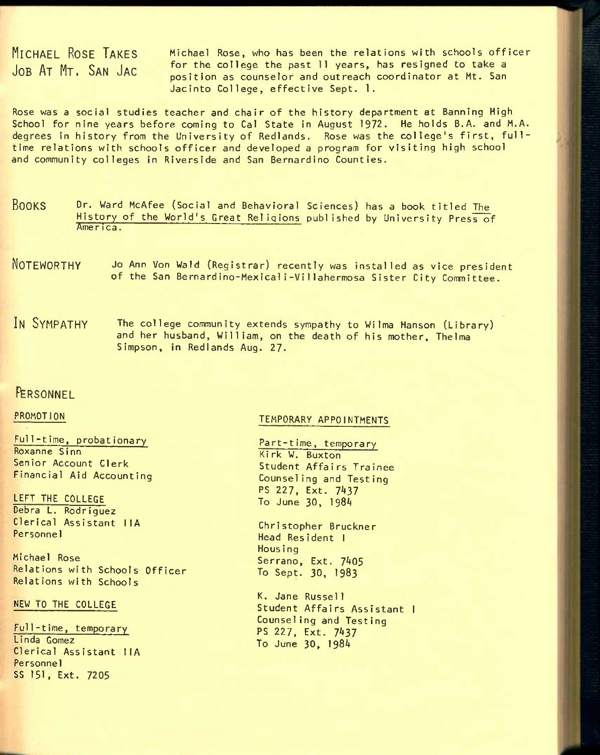## Michael Rose Takes Job At Mt. San Jac

Michael Rose, who has been the relations with schools officer for the college the past 11 years, has resigned to take a position as counselor and outreach coordinator at Mt. San Jacinto College, effective Sept. 1.

Rose was a social studies teacher and chair of the history department at Banning High School for nine years before coming to Cal State in August 1972. He holds B.A. and M.A. degrees in history from the University of Redlands. Rose was the college's first, full-time relations with schools officer and developed a program for visiting high school and community colleges in Riverside and San Bernardino Counties.

## Books

Dr. Ward McAfee (Social and Behavioral Sciences) has a book titled The History of the World's Great Religions published by University Press of America.

## Noteworthy

Jo Ann Von Wald (Registrar) recently was installed as vice president of the San Bernardino-Mexicali-Villahermosa Sister City Committee.

## In Sympathy

The college community extends sympathy to Wilma Hanson (Library) and her husband, William, on the death of his mother, Thelma Simpson, in Redlands Aug. 27.

## Personnel

### PROMOTION

Full-time, probationary
Roxanne Sinn
Senior Account Clerk
Financial Aid Accounting

### LEFT THE COLLEGE

Debra L. Rodriguez
Clerical Assistant IIA
Personnel

Michael Rose
Relations with Schools Officer
Relations with Schools

### NEW TO THE COLLEGE

Full-time, temporary
Linda Gomez
Clerical Assistant IIA
Personnel
SS 151, Ext. 7205

### TEMPORARY APPOINTMENTS

Part-time, temporary
Kirk W. Buxton
Student Affairs Trainee
Counseling and Testing
PS 227, Ext. 7437
To June 30, 1984

Christopher Bruckner
Head Resident I
Housing
Serrano, Ext. 7405
To Sept. 30, 1983

K. Jane Russell
Student Affairs Assistant I
Counseling and Testing
PS 227, Ext. 7437
To June 30, 1984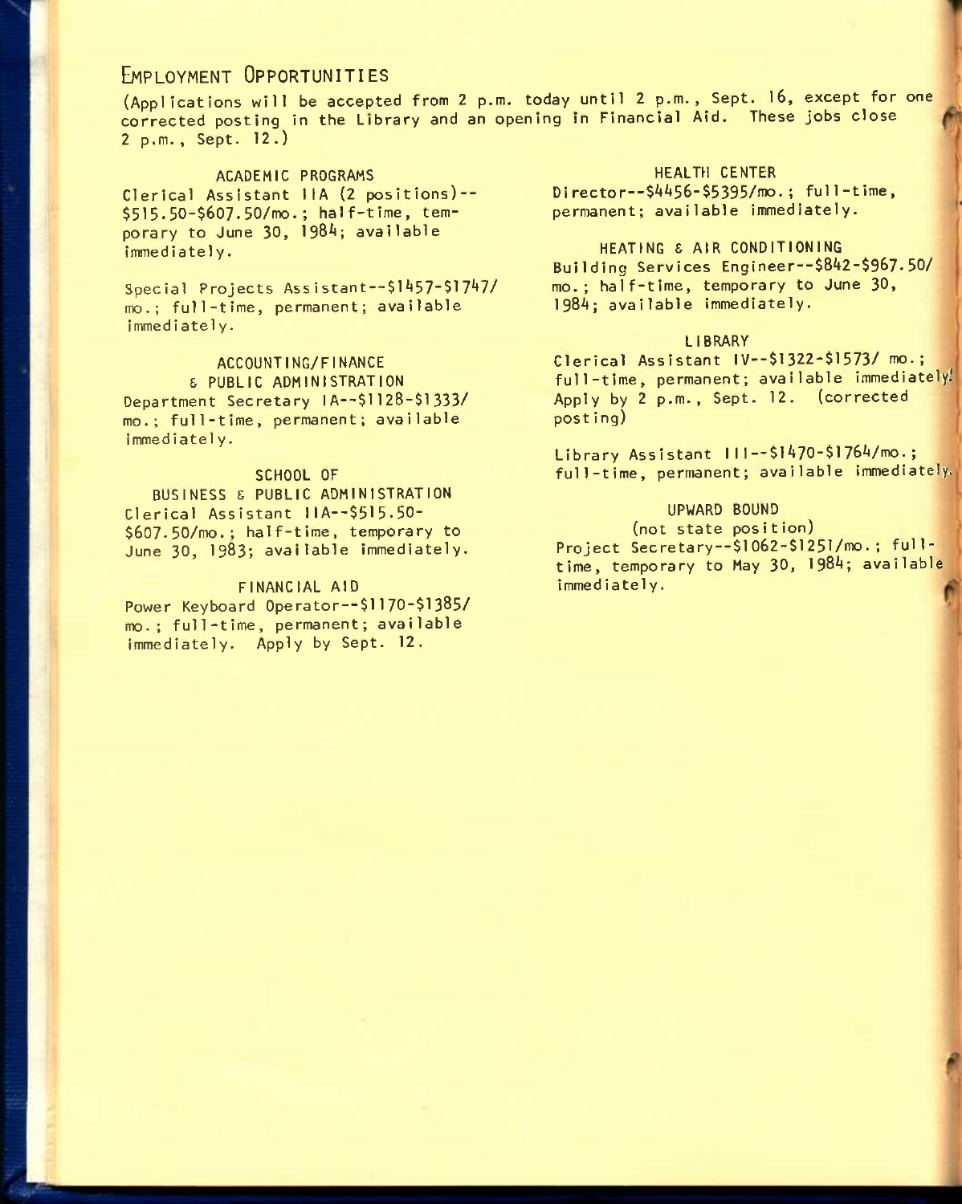## Employment Opportunities

(Applications will be accepted from 2 p.m. today until 2 p.m., Sept. 16, except for one corrected posting in the Library and an opening in Financial Aid. These jobs close 2 p.m., Sept. 12.)

### ACADEMIC PROGRAMS

Clerical Assistant IIA (2 positions)--$515.50-$607.50/mo.; half-time, temporary to June 30, 1984; available immediately.

Special Projects Assistant--$1457-$1747/mo.; full-time, permanent; available immediately.

### ACCOUNTING/FINANCE & PUBLIC ADMINISTRATION

Department Secretary IA--$1128-$1333/mo.; full-time, permanent; available immediately.

### SCHOOL OF BUSINESS & PUBLIC ADMINISTRATION

Clerical Assistant IIA--$515.50-$607.50/mo.; half-time, temporary to June 30, 1983; available immediately.

### FINANCIAL AID

Power Keyboard Operator--$1170-$1385/mo.; full-time, permanent; available immediately. Apply by Sept. 12.

### HEALTH CENTER

Director--$4456-$5395/mo.; full-time, permanent; available immediately.

### HEATING & AIR CONDITIONING

Building Services Engineer--$842-$967.50/mo.; half-time, temporary to June 30, 1984; available immediately.

### LIBRARY

Clerical Assistant IV--$1322-$1573/ mo.; full-time, permanent; available immediately! Apply by 2 p.m., Sept. 12. (corrected posting)

Library Assistant III--$1470-$1764/mo.; full-time, permanent; available immediately.

### UPWARD BOUND

(not state position)

Project Secretary--$1062-$1251/mo.; full-time, temporary to May 30, 1984; available immediately.